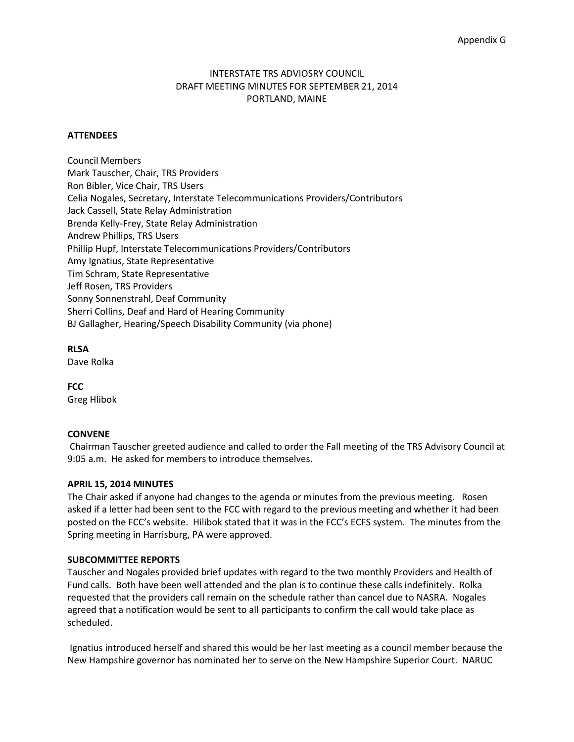Appendix G

INTERSTATE TRS ADVIOSRY COUNCIL
DRAFT MEETING MINUTES FOR SEPTEMBER 21, 2014
PORTLAND, MAINE

**ATTENDEES**

Council Members
Mark Tauscher, Chair, TRS Providers
Ron Bibler, Vice Chair, TRS Users
Celia Nogales, Secretary, Interstate Telecommunications Providers/Contributors
Jack Cassell, State Relay Administration
Brenda Kelly-Frey, State Relay Administration
Andrew Phillips, TRS Users
Phillip Hupf, Interstate Telecommunications Providers/Contributors
Amy Ignatius, State Representative
Tim Schram, State Representative
Jeff Rosen, TRS Providers
Sonny Sonnenstrahl, Deaf Community
Sherri Collins, Deaf and Hard of Hearing Community
BJ Gallagher, Hearing/Speech Disability Community (via phone)

**RLSA**
Dave Rolka

**FCC**
Greg Hlibok

**CONVENE**
Chairman Tauscher greeted audience and called to order the Fall meeting of the TRS Advisory Council at 9:05 a.m. He asked for members to introduce themselves.

**APRIL 15, 2014 MINUTES**
The Chair asked if anyone had changes to the agenda or minutes from the previous meeting. Rosen asked if a letter had been sent to the FCC with regard to the previous meeting and whether it had been posted on the FCC's website. Hilibok stated that it was in the FCC's ECFS system. The minutes from the Spring meeting in Harrisburg, PA were approved.

**SUBCOMMITTEE REPORTS**
Tauscher and Nogales provided brief updates with regard to the two monthly Providers and Health of Fund calls. Both have been well attended and the plan is to continue these calls indefinitely. Rolka requested that the providers call remain on the schedule rather than cancel due to NASRA. Nogales agreed that a notification would be sent to all participants to confirm the call would take place as scheduled.

Ignatius introduced herself and shared this would be her last meeting as a council member because the New Hampshire governor has nominated her to serve on the New Hampshire Superior Court. NARUC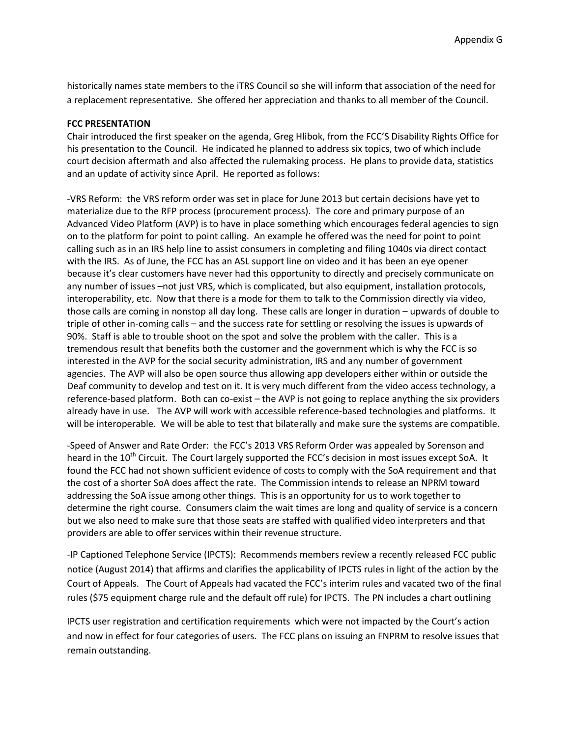historically names state members to the iTRS Council so she will inform that association of the need for a replacement representative. She offered her appreciation and thanks to all member of the Council.

**FCC PRESENTATION**

Chair introduced the first speaker on the agenda, Greg Hlibok, from the FCC'S Disability Rights Office for his presentation to the Council. He indicated he planned to address six topics, two of which include court decision aftermath and also affected the rulemaking process. He plans to provide data, statistics and an update of activity since April. He reported as follows:

-VRS Reform: the VRS reform order was set in place for June 2013 but certain decisions have yet to materialize due to the RFP process (procurement process). The core and primary purpose of an Advanced Video Platform (AVP) is to have in place something which encourages federal agencies to sign on to the platform for point to point calling. An example he offered was the need for point to point calling such as in an IRS help line to assist consumers in completing and filing 1040s via direct contact with the IRS. As of June, the FCC has an ASL support line on video and it has been an eye opener because it's clear customers have never had this opportunity to directly and precisely communicate on any number of issues –not just VRS, which is complicated, but also equipment, installation protocols, interoperability, etc. Now that there is a mode for them to talk to the Commission directly via video, those calls are coming in nonstop all day long. These calls are longer in duration – upwards of double to triple of other in-coming calls – and the success rate for settling or resolving the issues is upwards of 90%. Staff is able to trouble shoot on the spot and solve the problem with the caller. This is a tremendous result that benefits both the customer and the government which is why the FCC is so interested in the AVP for the social security administration, IRS and any number of government agencies. The AVP will also be open source thus allowing app developers either within or outside the Deaf community to develop and test on it. It is very much different from the video access technology, a reference-based platform. Both can co-exist – the AVP is not going to replace anything the six providers already have in use. The AVP will work with accessible reference-based technologies and platforms. It will be interoperable. We will be able to test that bilaterally and make sure the systems are compatible.

-Speed of Answer and Rate Order: the FCC's 2013 VRS Reform Order was appealed by Sorenson and heard in the 10th Circuit. The Court largely supported the FCC's decision in most issues except SoA. It found the FCC had not shown sufficient evidence of costs to comply with the SoA requirement and that the cost of a shorter SoA does affect the rate. The Commission intends to release an NPRM toward addressing the SoA issue among other things. This is an opportunity for us to work together to determine the right course. Consumers claim the wait times are long and quality of service is a concern but we also need to make sure that those seats are staffed with qualified video interpreters and that providers are able to offer services within their revenue structure.

-IP Captioned Telephone Service (IPCTS): Recommends members review a recently released FCC public notice (August 2014) that affirms and clarifies the applicability of IPCTS rules in light of the action by the Court of Appeals. The Court of Appeals had vacated the FCC's interim rules and vacated two of the final rules ($75 equipment charge rule and the default off rule) for IPCTS. The PN includes a chart outlining

IPCTS user registration and certification requirements which were not impacted by the Court's action and now in effect for four categories of users. The FCC plans on issuing an FNPRM to resolve issues that remain outstanding.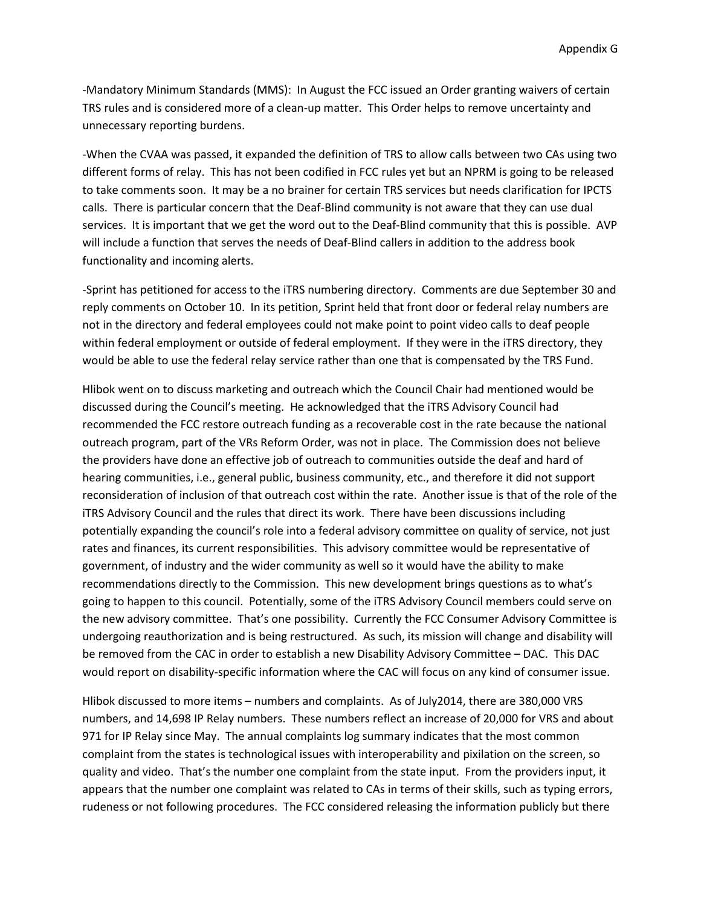-Mandatory Minimum Standards (MMS): In August the FCC issued an Order granting waivers of certain TRS rules and is considered more of a clean-up matter. This Order helps to remove uncertainty and unnecessary reporting burdens.

-When the CVAA was passed, it expanded the definition of TRS to allow calls between two CAs using two different forms of relay. This has not been codified in FCC rules yet but an NPRM is going to be released to take comments soon. It may be a no brainer for certain TRS services but needs clarification for IPCTS calls. There is particular concern that the Deaf-Blind community is not aware that they can use dual services. It is important that we get the word out to the Deaf-Blind community that this is possible. AVP will include a function that serves the needs of Deaf-Blind callers in addition to the address book functionality and incoming alerts.

-Sprint has petitioned for access to the iTRS numbering directory. Comments are due September 30 and reply comments on October 10. In its petition, Sprint held that front door or federal relay numbers are not in the directory and federal employees could not make point to point video calls to deaf people within federal employment or outside of federal employment. If they were in the iTRS directory, they would be able to use the federal relay service rather than one that is compensated by the TRS Fund.

Hlibok went on to discuss marketing and outreach which the Council Chair had mentioned would be discussed during the Council's meeting. He acknowledged that the iTRS Advisory Council had recommended the FCC restore outreach funding as a recoverable cost in the rate because the national outreach program, part of the VRs Reform Order, was not in place. The Commission does not believe the providers have done an effective job of outreach to communities outside the deaf and hard of hearing communities, i.e., general public, business community, etc., and therefore it did not support reconsideration of inclusion of that outreach cost within the rate. Another issue is that of the role of the iTRS Advisory Council and the rules that direct its work. There have been discussions including potentially expanding the council's role into a federal advisory committee on quality of service, not just rates and finances, its current responsibilities. This advisory committee would be representative of government, of industry and the wider community as well so it would have the ability to make recommendations directly to the Commission. This new development brings questions as to what's going to happen to this council. Potentially, some of the iTRS Advisory Council members could serve on the new advisory committee. That's one possibility. Currently the FCC Consumer Advisory Committee is undergoing reauthorization and is being restructured. As such, its mission will change and disability will be removed from the CAC in order to establish a new Disability Advisory Committee – DAC. This DAC would report on disability-specific information where the CAC will focus on any kind of consumer issue.

Hlibok discussed to more items – numbers and complaints. As of July2014, there are 380,000 VRS numbers, and 14,698 IP Relay numbers. These numbers reflect an increase of 20,000 for VRS and about 971 for IP Relay since May. The annual complaints log summary indicates that the most common complaint from the states is technological issues with interoperability and pixilation on the screen, so quality and video. That's the number one complaint from the state input. From the providers input, it appears that the number one complaint was related to CAs in terms of their skills, such as typing errors, rudeness or not following procedures. The FCC considered releasing the information publicly but there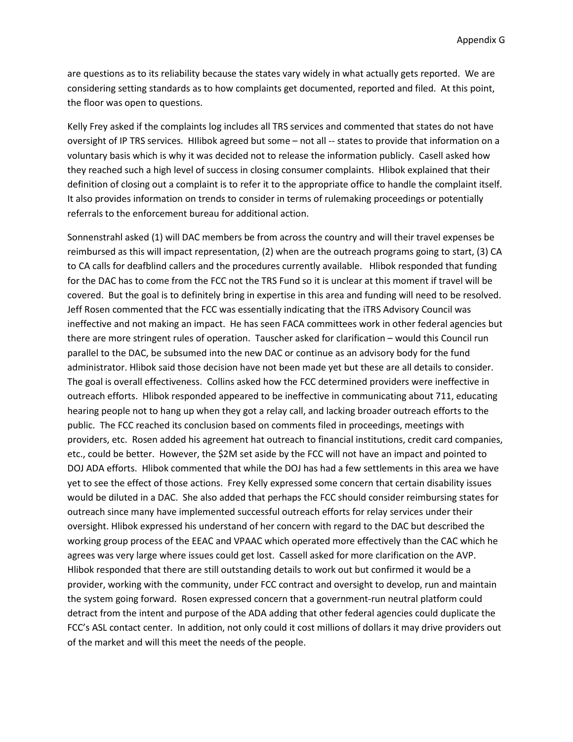are questions as to its reliability because the states vary widely in what actually gets reported. We are considering setting standards as to how complaints get documented, reported and filed. At this point, the floor was open to questions.

Kelly Frey asked if the complaints log includes all TRS services and commented that states do not have oversight of IP TRS services. HIlibok agreed but some – not all -- states to provide that information on a voluntary basis which is why it was decided not to release the information publicly. Casell asked how they reached such a high level of success in closing consumer complaints. Hlibok explained that their definition of closing out a complaint is to refer it to the appropriate office to handle the complaint itself. It also provides information on trends to consider in terms of rulemaking proceedings or potentially referrals to the enforcement bureau for additional action.

Sonnenstrahl asked (1) will DAC members be from across the country and will their travel expenses be reimbursed as this will impact representation, (2) when are the outreach programs going to start, (3) CA to CA calls for deafblind callers and the procedures currently available. Hlibok responded that funding for the DAC has to come from the FCC not the TRS Fund so it is unclear at this moment if travel will be covered. But the goal is to definitely bring in expertise in this area and funding will need to be resolved. Jeff Rosen commented that the FCC was essentially indicating that the iTRS Advisory Council was ineffective and not making an impact. He has seen FACA committees work in other federal agencies but there are more stringent rules of operation. Tauscher asked for clarification – would this Council run parallel to the DAC, be subsumed into the new DAC or continue as an advisory body for the fund administrator. Hlibok said those decision have not been made yet but these are all details to consider. The goal is overall effectiveness. Collins asked how the FCC determined providers were ineffective in outreach efforts. Hlibok responded appeared to be ineffective in communicating about 711, educating hearing people not to hang up when they got a relay call, and lacking broader outreach efforts to the public. The FCC reached its conclusion based on comments filed in proceedings, meetings with providers, etc. Rosen added his agreement hat outreach to financial institutions, credit card companies, etc., could be better. However, the $2M set aside by the FCC will not have an impact and pointed to DOJ ADA efforts. Hlibok commented that while the DOJ has had a few settlements in this area we have yet to see the effect of those actions. Frey Kelly expressed some concern that certain disability issues would be diluted in a DAC. She also added that perhaps the FCC should consider reimbursing states for outreach since many have implemented successful outreach efforts for relay services under their oversight. Hlibok expressed his understand of her concern with regard to the DAC but described the working group process of the EEAC and VPAAC which operated more effectively than the CAC which he agrees was very large where issues could get lost. Cassell asked for more clarification on the AVP. Hlibok responded that there are still outstanding details to work out but confirmed it would be a provider, working with the community, under FCC contract and oversight to develop, run and maintain the system going forward. Rosen expressed concern that a government-run neutral platform could detract from the intent and purpose of the ADA adding that other federal agencies could duplicate the FCC's ASL contact center. In addition, not only could it cost millions of dollars it may drive providers out of the market and will this meet the needs of the people.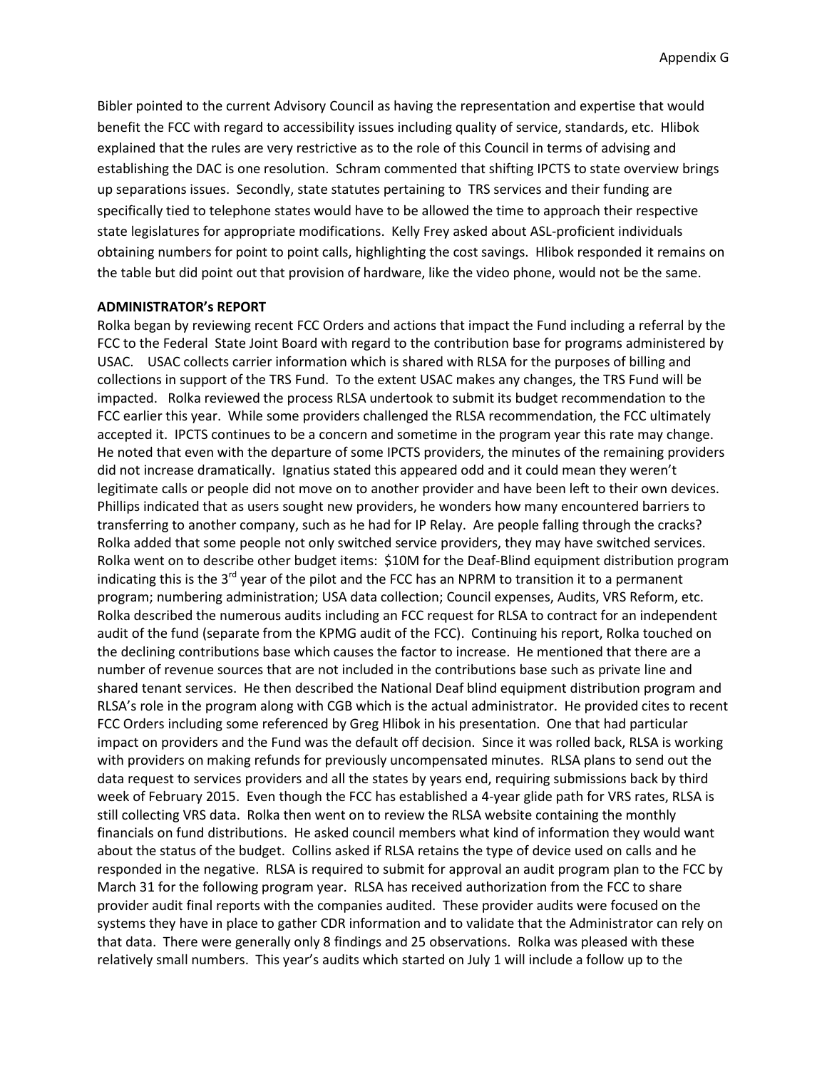Bibler pointed to the current Advisory Council as having the representation and expertise that would benefit the FCC with regard to accessibility issues including quality of service, standards, etc. Hlibok explained that the rules are very restrictive as to the role of this Council in terms of advising and establishing the DAC is one resolution. Schram commented that shifting IPCTS to state overview brings up separations issues. Secondly, state statutes pertaining to TRS services and their funding are specifically tied to telephone states would have to be allowed the time to approach their respective state legislatures for appropriate modifications. Kelly Frey asked about ASL-proficient individuals obtaining numbers for point to point calls, highlighting the cost savings. Hlibok responded it remains on the table but did point out that provision of hardware, like the video phone, would not be the same.

**ADMINISTRATOR's REPORT**

Rolka began by reviewing recent FCC Orders and actions that impact the Fund including a referral by the FCC to the Federal State Joint Board with regard to the contribution base for programs administered by USAC. USAC collects carrier information which is shared with RLSA for the purposes of billing and collections in support of the TRS Fund. To the extent USAC makes any changes, the TRS Fund will be impacted. Rolka reviewed the process RLSA undertook to submit its budget recommendation to the FCC earlier this year. While some providers challenged the RLSA recommendation, the FCC ultimately accepted it. IPCTS continues to be a concern and sometime in the program year this rate may change. He noted that even with the departure of some IPCTS providers, the minutes of the remaining providers did not increase dramatically. Ignatius stated this appeared odd and it could mean they weren't legitimate calls or people did not move on to another provider and have been left to their own devices. Phillips indicated that as users sought new providers, he wonders how many encountered barriers to transferring to another company, such as he had for IP Relay. Are people falling through the cracks? Rolka added that some people not only switched service providers, they may have switched services. Rolka went on to describe other budget items: $10M for the Deaf-Blind equipment distribution program indicating this is the 3rd year of the pilot and the FCC has an NPRM to transition it to a permanent program; numbering administration; USA data collection; Council expenses, Audits, VRS Reform, etc. Rolka described the numerous audits including an FCC request for RLSA to contract for an independent audit of the fund (separate from the KPMG audit of the FCC). Continuing his report, Rolka touched on the declining contributions base which causes the factor to increase. He mentioned that there are a number of revenue sources that are not included in the contributions base such as private line and shared tenant services. He then described the National Deaf blind equipment distribution program and RLSA's role in the program along with CGB which is the actual administrator. He provided cites to recent FCC Orders including some referenced by Greg Hlibok in his presentation. One that had particular impact on providers and the Fund was the default off decision. Since it was rolled back, RLSA is working with providers on making refunds for previously uncompensated minutes. RLSA plans to send out the data request to services providers and all the states by years end, requiring submissions back by third week of February 2015. Even though the FCC has established a 4-year glide path for VRS rates, RLSA is still collecting VRS data. Rolka then went on to review the RLSA website containing the monthly financials on fund distributions. He asked council members what kind of information they would want about the status of the budget. Collins asked if RLSA retains the type of device used on calls and he responded in the negative. RLSA is required to submit for approval an audit program plan to the FCC by March 31 for the following program year. RLSA has received authorization from the FCC to share provider audit final reports with the companies audited. These provider audits were focused on the systems they have in place to gather CDR information and to validate that the Administrator can rely on that data. There were generally only 8 findings and 25 observations. Rolka was pleased with these relatively small numbers. This year's audits which started on July 1 will include a follow up to the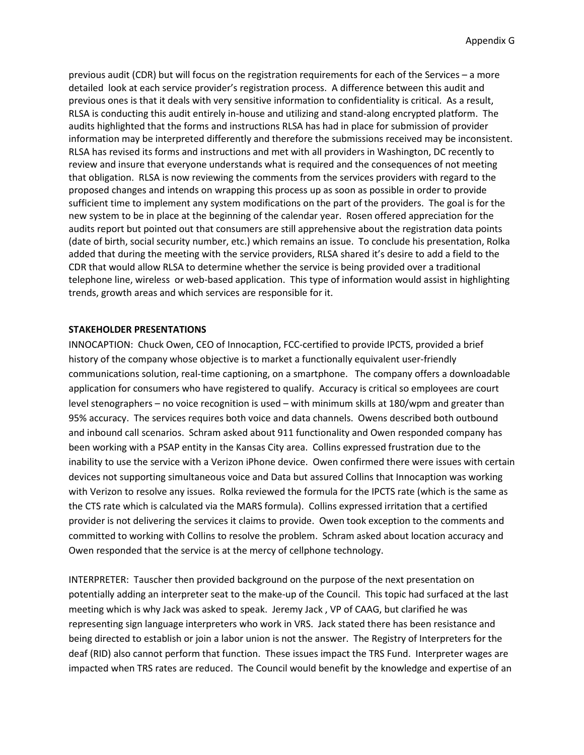previous audit (CDR) but will focus on the registration requirements for each of the Services – a more detailed look at each service provider's registration process. A difference between this audit and previous ones is that it deals with very sensitive information to confidentiality is critical. As a result, RLSA is conducting this audit entirely in-house and utilizing and stand-along encrypted platform. The audits highlighted that the forms and instructions RLSA has had in place for submission of provider information may be interpreted differently and therefore the submissions received may be inconsistent. RLSA has revised its forms and instructions and met with all providers in Washington, DC recently to review and insure that everyone understands what is required and the consequences of not meeting that obligation. RLSA is now reviewing the comments from the services providers with regard to the proposed changes and intends on wrapping this process up as soon as possible in order to provide sufficient time to implement any system modifications on the part of the providers. The goal is for the new system to be in place at the beginning of the calendar year. Rosen offered appreciation for the audits report but pointed out that consumers are still apprehensive about the registration data points (date of birth, social security number, etc.) which remains an issue. To conclude his presentation, Rolka added that during the meeting with the service providers, RLSA shared it's desire to add a field to the CDR that would allow RLSA to determine whether the service is being provided over a traditional telephone line, wireless or web-based application. This type of information would assist in highlighting trends, growth areas and which services are responsible for it.

**STAKEHOLDER PRESENTATIONS**

INNOCAPTION: Chuck Owen, CEO of Innocaption, FCC-certified to provide IPCTS, provided a brief history of the company whose objective is to market a functionally equivalent user-friendly communications solution, real-time captioning, on a smartphone. The company offers a downloadable application for consumers who have registered to qualify. Accuracy is critical so employees are court level stenographers – no voice recognition is used – with minimum skills at 180/wpm and greater than 95% accuracy. The services requires both voice and data channels. Owens described both outbound and inbound call scenarios. Schram asked about 911 functionality and Owen responded company has been working with a PSAP entity in the Kansas City area. Collins expressed frustration due to the inability to use the service with a Verizon iPhone device. Owen confirmed there were issues with certain devices not supporting simultaneous voice and Data but assured Collins that Innocaption was working with Verizon to resolve any issues. Rolka reviewed the formula for the IPCTS rate (which is the same as the CTS rate which is calculated via the MARS formula). Collins expressed irritation that a certified provider is not delivering the services it claims to provide. Owen took exception to the comments and committed to working with Collins to resolve the problem. Schram asked about location accuracy and Owen responded that the service is at the mercy of cellphone technology.

INTERPRETER: Tauscher then provided background on the purpose of the next presentation on potentially adding an interpreter seat to the make-up of the Council. This topic had surfaced at the last meeting which is why Jack was asked to speak. Jeremy Jack , VP of CAAG, but clarified he was representing sign language interpreters who work in VRS. Jack stated there has been resistance and being directed to establish or join a labor union is not the answer. The Registry of Interpreters for the deaf (RID) also cannot perform that function. These issues impact the TRS Fund. Interpreter wages are impacted when TRS rates are reduced. The Council would benefit by the knowledge and expertise of an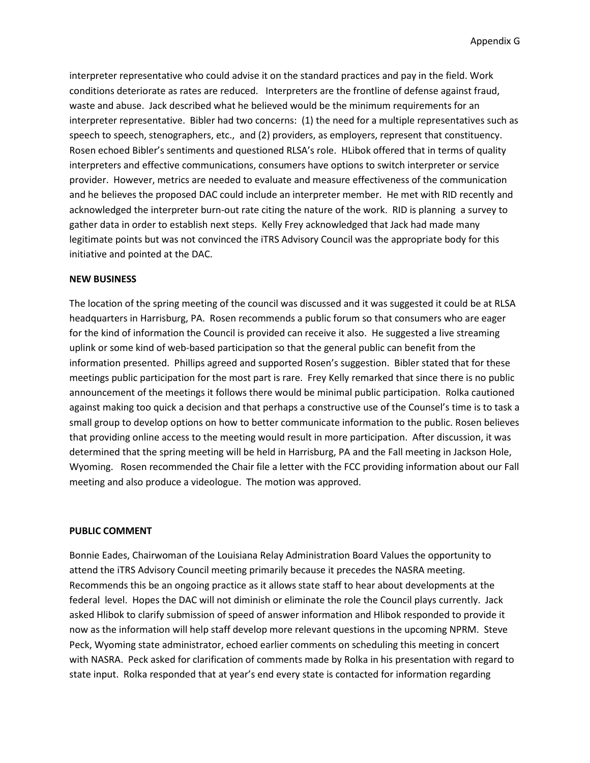interpreter representative who could advise it on the standard practices and pay in the field. Work conditions deteriorate as rates are reduced. Interpreters are the frontline of defense against fraud, waste and abuse. Jack described what he believed would be the minimum requirements for an interpreter representative. Bibler had two concerns: (1) the need for a multiple representatives such as speech to speech, stenographers, etc., and (2) providers, as employers, represent that constituency. Rosen echoed Bibler's sentiments and questioned RLSA's role. HLibok offered that in terms of quality interpreters and effective communications, consumers have options to switch interpreter or service provider. However, metrics are needed to evaluate and measure effectiveness of the communication and he believes the proposed DAC could include an interpreter member. He met with RID recently and acknowledged the interpreter burn-out rate citing the nature of the work. RID is planning a survey to gather data in order to establish next steps. Kelly Frey acknowledged that Jack had made many legitimate points but was not convinced the iTRS Advisory Council was the appropriate body for this initiative and pointed at the DAC.

**NEW BUSINESS**

The location of the spring meeting of the council was discussed and it was suggested it could be at RLSA headquarters in Harrisburg, PA. Rosen recommends a public forum so that consumers who are eager for the kind of information the Council is provided can receive it also. He suggested a live streaming uplink or some kind of web-based participation so that the general public can benefit from the information presented. Phillips agreed and supported Rosen's suggestion. Bibler stated that for these meetings public participation for the most part is rare. Frey Kelly remarked that since there is no public announcement of the meetings it follows there would be minimal public participation. Rolka cautioned against making too quick a decision and that perhaps a constructive use of the Counsel's time is to task a small group to develop options on how to better communicate information to the public. Rosen believes that providing online access to the meeting would result in more participation. After discussion, it was determined that the spring meeting will be held in Harrisburg, PA and the Fall meeting in Jackson Hole, Wyoming. Rosen recommended the Chair file a letter with the FCC providing information about our Fall meeting and also produce a videologue. The motion was approved.

**PUBLIC COMMENT**

Bonnie Eades, Chairwoman of the Louisiana Relay Administration Board Values the opportunity to attend the iTRS Advisory Council meeting primarily because it precedes the NASRA meeting. Recommends this be an ongoing practice as it allows state staff to hear about developments at the federal level. Hopes the DAC will not diminish or eliminate the role the Council plays currently. Jack asked Hlibok to clarify submission of speed of answer information and Hlibok responded to provide it now as the information will help staff develop more relevant questions in the upcoming NPRM. Steve Peck, Wyoming state administrator, echoed earlier comments on scheduling this meeting in concert with NASRA. Peck asked for clarification of comments made by Rolka in his presentation with regard to state input. Rolka responded that at year's end every state is contacted for information regarding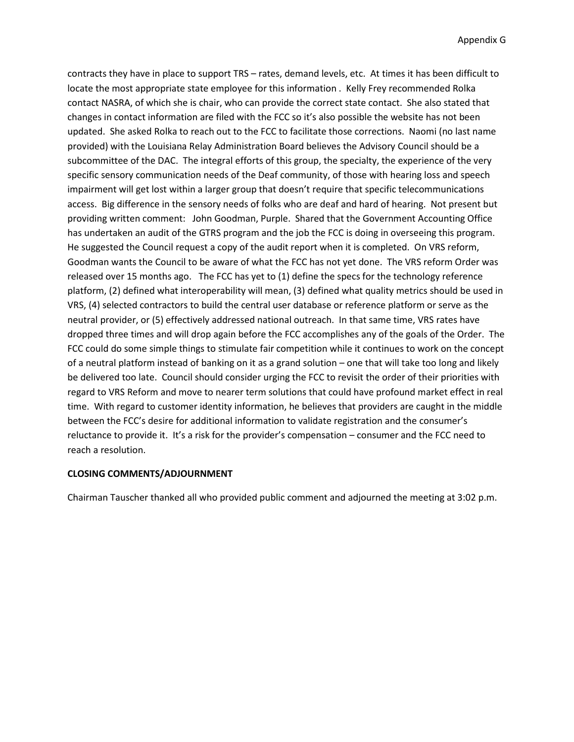contracts they have in place to support TRS – rates, demand levels, etc. At times it has been difficult to locate the most appropriate state employee for this information . Kelly Frey recommended Rolka contact NASRA, of which she is chair, who can provide the correct state contact. She also stated that changes in contact information are filed with the FCC so it's also possible the website has not been updated. She asked Rolka to reach out to the FCC to facilitate those corrections. Naomi (no last name provided) with the Louisiana Relay Administration Board believes the Advisory Council should be a subcommittee of the DAC. The integral efforts of this group, the specialty, the experience of the very specific sensory communication needs of the Deaf community, of those with hearing loss and speech impairment will get lost within a larger group that doesn't require that specific telecommunications access. Big difference in the sensory needs of folks who are deaf and hard of hearing. Not present but providing written comment: John Goodman, Purple. Shared that the Government Accounting Office has undertaken an audit of the GTRS program and the job the FCC is doing in overseeing this program. He suggested the Council request a copy of the audit report when it is completed. On VRS reform, Goodman wants the Council to be aware of what the FCC has not yet done. The VRS reform Order was released over 15 months ago. The FCC has yet to (1) define the specs for the technology reference platform, (2) defined what interoperability will mean, (3) defined what quality metrics should be used in VRS, (4) selected contractors to build the central user database or reference platform or serve as the neutral provider, or (5) effectively addressed national outreach. In that same time, VRS rates have dropped three times and will drop again before the FCC accomplishes any of the goals of the Order. The FCC could do some simple things to stimulate fair competition while it continues to work on the concept of a neutral platform instead of banking on it as a grand solution – one that will take too long and likely be delivered too late. Council should consider urging the FCC to revisit the order of their priorities with regard to VRS Reform and move to nearer term solutions that could have profound market effect in real time. With regard to customer identity information, he believes that providers are caught in the middle between the FCC's desire for additional information to validate registration and the consumer's reluctance to provide it. It's a risk for the provider's compensation – consumer and the FCC need to reach a resolution.

**CLOSING COMMENTS/ADJOURNMENT**

Chairman Tauscher thanked all who provided public comment and adjourned the meeting at 3:02 p.m.